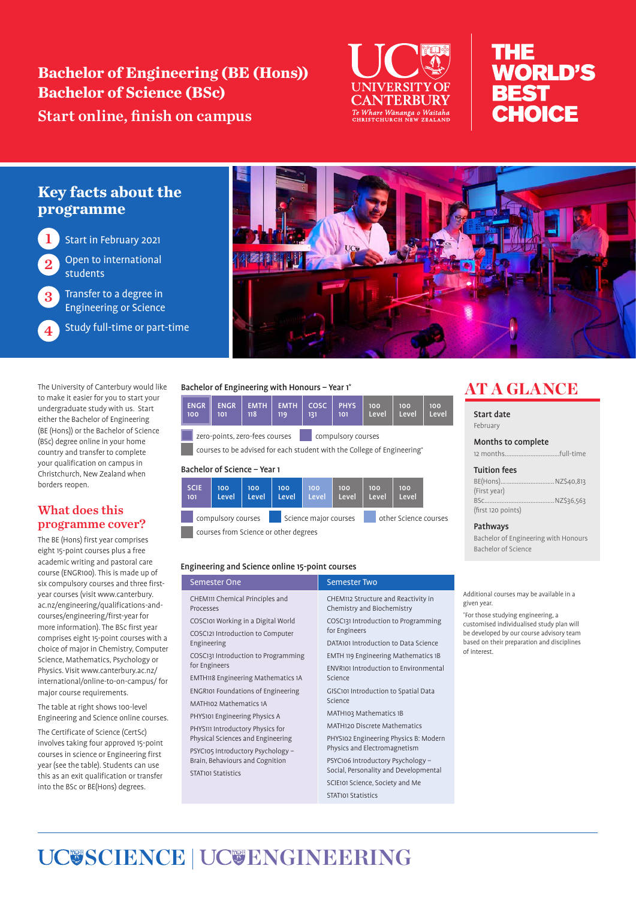# Bachelor of Engineering (BE (Hons)) Bachelor of Science (BSc)

## Start online, finish on campus

UC UNIVERSITY OF CANTERBURY
*Te Whare Wānanga o Waitaha*
CHRISTCHURCH NEW ZEALAND

THE WORLD'S BEST CHOICE

## Key facts about the programme

1. Start in February 2021
2. Open to international students
3. Transfer to a degree in Engineering or Science
4. Study full-time or part-time

The University of Canterbury would like to make it easier for you to start your undergraduate study with us. Start either the Bachelor of Engineering (BE (Hons)) or the Bachelor of Science (BSc) degree online in your home country and transfer to complete your qualification on campus in Christchurch, New Zealand when borders reopen.

## What does this programme cover?

The BE (Hons) first year comprises eight 15-point courses plus a free academic writing and pastoral care course (ENGR100). This is made up of six compulsory courses and three first-year courses (visit www.canterbury.ac.nz/engineering/qualifications-and-courses/engineering/first-year for more information). The BSc first year comprises eight 15-point courses with a choice of major in Chemistry, Computer Science, Mathematics, Psychology or Physics. Visit www.canterbury.ac.nz/international/online-to-on-campus/ for major course requirements.

The table at right shows 100-level Engineering and Science online courses.

The Certificate of Science (CertSc) involves taking four approved 15-point courses in science or Engineering first year (see the table). Students can use this as an exit qualification or transfer into the BSc or BE(Hons) degrees.

### Bachelor of Engineering with Honours – Year 1*

| ENGR 100 | ENGR 101 | EMTH 118 | EMTH 119 | COSC 131 | PHYS 101 | 100 Level | 100 Level | 100 Level |
|---|---|---|---|---|---|---|---|---|

- zero-points, zero-fees courses
- compulsory courses
- courses to be advised for each student with the College of Engineering*

### Bachelor of Science – Year 1

| SCIE 101 | 100 Level | 100 Level | 100 Level | 100 Level | 100 Level | 100 Level | 100 Level |
|---|---|---|---|---|---|---|---|

- compulsory courses
- Science major courses
- other Science courses
- courses from Science or other degrees

### Engineering and Science online 15-point courses

| Semester One | Semester Two |
|---|---|
| CHEM111 Chemical Principles and Processes | CHEM112 Structure and Reactivity in Chemistry and Biochemistry |
| COSC101 Working in a Digital World | COSC131 Introduction to Programming for Engineers |
| COSC121 Introduction to Computer Engineering | DATA101 Introduction to Data Science |
| COSC131 Introduction to Programming for Engineers | EMTH 119 Engineering Mathematics 1B |
| EMTH118 Engineering Mathematics 1A | ENVR101 Introduction to Environmental Science |
| ENGR101 Foundations of Engineering | GISC101 Introduction to Spatial Data Science |
| MATH102 Mathematics 1A | MATH103 Mathematics 1B |
| PHYS101 Engineering Physics A | MATH120 Discrete Mathematics |
| PHYS111 Introductory Physics for Physical Sciences and Engineering | PHYS102 Engineering Physics B: Modern Physics and Electromagnetism |
| PSYC105 Introductory Psychology – Brain, Behaviours and Cognition | PSYC106 Introductory Psychology – Social, Personality and Developmental |
| STAT101 Statistics | SCIE101 Science, Society and Me |
| | STAT101 Statistics |

## AT A GLANCE

**Start date**
February

**Months to complete**
12 months.................................full-time

**Tuition fees**
BE(Hons)................................NZ$40,813
(First year)
BSc........................................NZ$36,563
(first 120 points)

**Pathways**
Bachelor of Engineering with Honours
Bachelor of Science

Additional courses may be available in a given year.

*For those studying engineering, a customised individualised study plan will be developed by our course advisory team based on their preparation and disciplines of interest.

UC SCIENCE | UC ENGINEERING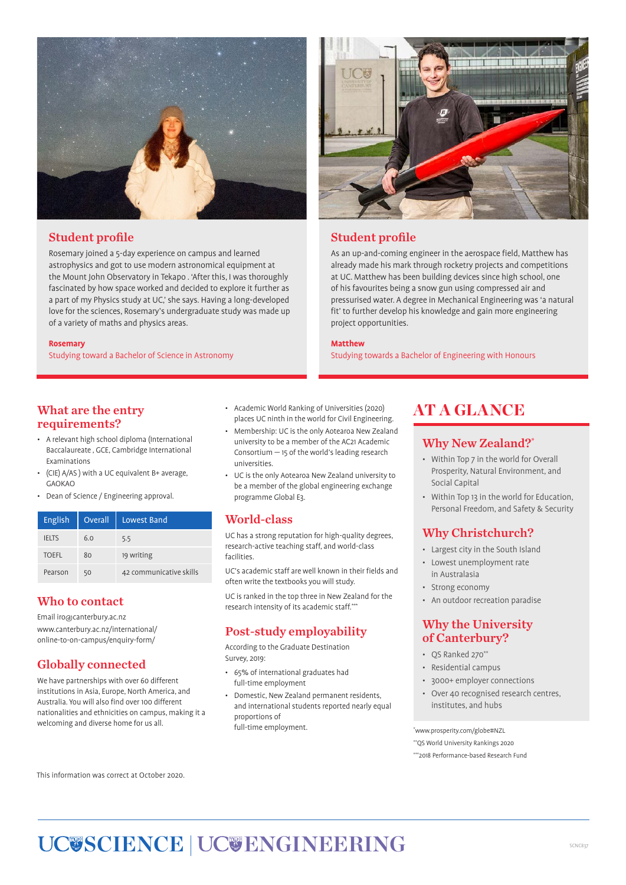## Student profile

Rosemary joined a 5-day experience on campus and learned astrophysics and got to use modern astronomical equipment at the Mount John Observatory in Tekapo . 'After this, I was thoroughly fascinated by how space worked and decided to explore it further as a part of my Physics study at UC,' she says. Having a long-developed love for the sciences, Rosemary's undergraduate study was made up of a variety of maths and physics areas.

**Rosemary**
Studying toward a Bachelor of Science in Astronomy

## Student profile

As an up-and-coming engineer in the aerospace field, Matthew has already made his mark through rocketry projects and competitions at UC. Matthew has been building devices since high school, one of his favourites being a snow gun using compressed air and pressurised water. A degree in Mechanical Engineering was 'a natural fit' to further develop his knowledge and gain more engineering project opportunities.

**Matthew**
Studying towards a Bachelor of Engineering with Honours

## What are the entry requirements?

- A relevant high school diploma (International Baccalaureate , GCE, Cambridge International Examinations
- (CIE) A/AS ) with a UC equivalent B+ average, GAOKAO
- Dean of Science / Engineering approval.

| English | Overall | Lowest Band |
|---|---|---|
| IELTS | 6.0 | 5.5 |
| TOEFL | 80 | 19 writing |
| Pearson | 50 | 42 communicative skills |

## Who to contact

Email iro@canterbury.ac.nz
www.canterbury.ac.nz/international/online-to-on-campus/enquiry-form/

## Globally connected

We have partnerships with over 60 different institutions in Asia, Europe, North America, and Australia. You will also find over 100 different nationalities and ethnicities on campus, making it a welcoming and diverse home for us all.

- Academic World Ranking of Universities (2020) places UC ninth in the world for Civil Engineering.
- Membership: UC is the only Aotearoa New Zealand university to be a member of the AC21 Academic Consortium — 15 of the world's leading research universities.
- UC is the only Aotearoa New Zealand university to be a member of the global engineering exchange programme Global E3.

## World-class

UC has a strong reputation for high-quality degrees, research-active teaching staff, and world-class facilities.

UC's academic staff are well known in their fields and often write the textbooks you will study.

UC is ranked in the top three in New Zealand for the research intensity of its academic staff.***

## Post-study employability

According to the Graduate Destination Survey, 2019:

- 65% of international graduates had full-time employment
- Domestic, New Zealand permanent residents, and international students reported nearly equal proportions of full-time employment.

# AT A GLANCE

## Why New Zealand?*

- Within Top 7 in the world for Overall Prosperity, Natural Environment, and Social Capital
- Within Top 13 in the world for Education, Personal Freedom, and Safety & Security

## Why Christchurch?

- Largest city in the South Island
- Lowest unemployment rate in Australasia
- Strong economy
- An outdoor recreation paradise

## Why the University of Canterbury?

- QS Ranked 270**
- Residential campus
- 3000+ employer connections
- Over 40 recognised research centres, institutes, and hubs

*www.prosperity.com/globe#NZL
**QS World University Rankings 2020
***2018 Performance-based Research Fund

This information was correct at October 2020.

UC SCIENCE | UC ENGINEERING

SCNC837